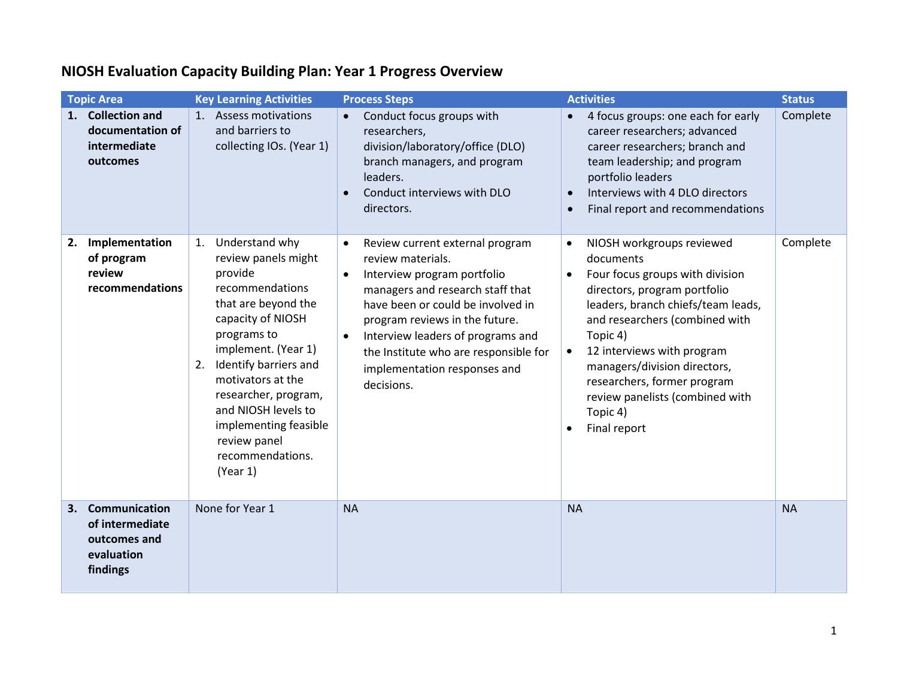# NIOSH Evaluation Capacity Building Plan: Year 1 Progress Overview

| Topic Area | Key Learning Activities | Process Steps | Activities | Status |
|---|---|---|---|---|
| **1. Collection and documentation of intermediate outcomes** | 1. Assess motivations and barriers to collecting IOs. (Year 1) | • Conduct focus groups with researchers, division/laboratory/office (DLO) branch managers, and program leaders.<br>• Conduct interviews with DLO directors. | • 4 focus groups: one each for early career researchers; advanced career researchers; branch and team leadership; and program portfolio leaders<br>• Interviews with 4 DLO directors<br>• Final report and recommendations | Complete |
| **2. Implementation of program review recommendations** | 1. Understand why review panels might provide recommendations that are beyond the capacity of NIOSH programs to implement. (Year 1)<br>2. Identify barriers and motivators at the researcher, program, and NIOSH levels to implementing feasible review panel recommendations. (Year 1) | • Review current external program review materials.<br>• Interview program portfolio managers and research staff that have been or could be involved in program reviews in the future.<br>• Interview leaders of programs and the Institute who are responsible for implementation responses and decisions. | • NIOSH workgroups reviewed documents<br>• Four focus groups with division directors, program portfolio leaders, branch chiefs/team leads, and researchers (combined with Topic 4)<br>• 12 interviews with program managers/division directors, researchers, former program review panelists (combined with Topic 4)<br>• Final report | Complete |
| **3. Communication of intermediate outcomes and evaluation findings** | None for Year 1 | NA | NA | NA |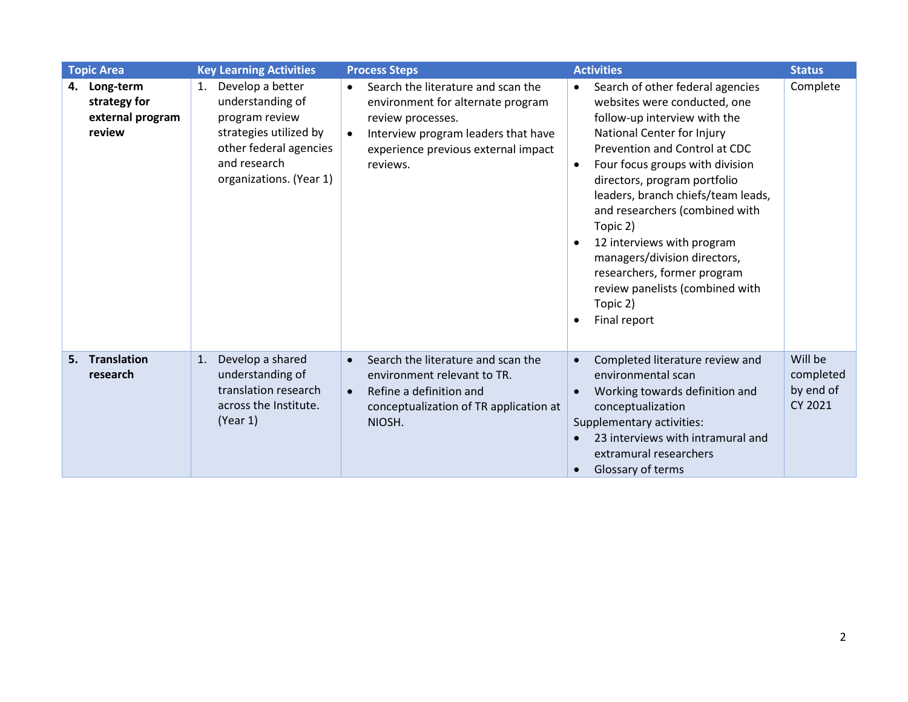| Topic Area | Key Learning Activities | Process Steps | Activities | Status |
|---|---|---|---|---|
| **4. Long-term strategy for external program review** | 1. Develop a better understanding of program review strategies utilized by other federal agencies and research organizations. (Year 1) | • Search the literature and scan the environment for alternate program review processes.<br>• Interview program leaders that have experience previous external impact reviews. | • Search of other federal agencies websites were conducted, one follow-up interview with the National Center for Injury Prevention and Control at CDC<br>• Four focus groups with division directors, program portfolio leaders, branch chiefs/team leads, and researchers (combined with Topic 2)<br>• 12 interviews with program managers/division directors, researchers, former program review panelists (combined with Topic 2)<br>• Final report | Complete |
| **5. Translation research** | 1. Develop a shared understanding of translation research across the Institute. (Year 1) | • Search the literature and scan the environment relevant to TR.<br>• Refine a definition and conceptualization of TR application at NIOSH. | • Completed literature review and environmental scan<br>• Working towards definition and conceptualization<br>Supplementary activities:<br>• 23 interviews with intramural and extramural researchers<br>• Glossary of terms | Will be completed by end of CY 2021 |